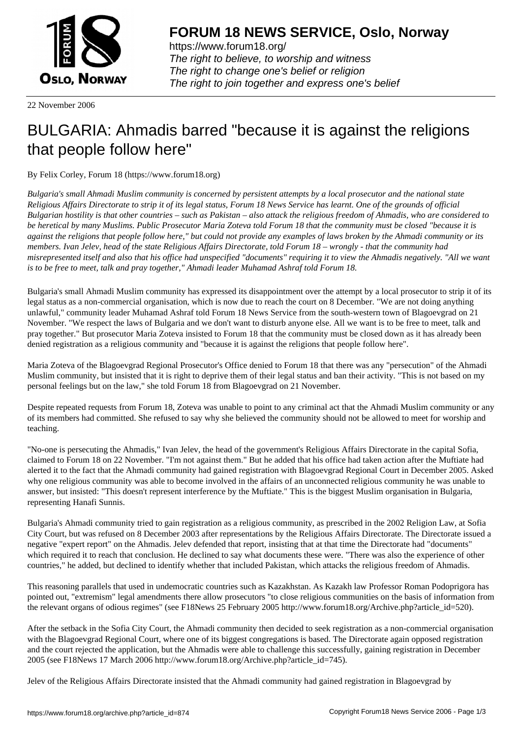# FORUM 18 NEWS SERVICE, Oslo, Norway

https://www.forum18.org/
*The right to believe, to worship and witness*
*The right to change one's belief or religion*
*The right to join together and express one's belief*

22 November 2006

# BULGARIA: Ahmadis barred "because it is against the religions that people follow here"

By Felix Corley, Forum 18 (https://www.forum18.org)

*Bulgaria's small Ahmadi Muslim community is concerned by persistent attempts by a local prosecutor and the national state Religious Affairs Directorate to strip it of its legal status, Forum 18 News Service has learnt. One of the grounds of official Bulgarian hostility is that other countries – such as Pakistan – also attack the religious freedom of Ahmadis, who are considered to be heretical by many Muslims. Public Prosecutor Maria Zoteva told Forum 18 that the community must be closed "because it is against the religions that people follow here," but could not provide any examples of laws broken by the Ahmadi community or its members. Ivan Jelev, head of the state Religious Affairs Directorate, told Forum 18 – wrongly - that the community had misrepresented itself and also that his office had unspecified "documents" requiring it to view the Ahmadis negatively. "All we want is to be free to meet, talk and pray together," Ahmadi leader Muhamad Ashraf told Forum 18.*

Bulgaria's small Ahmadi Muslim community has expressed its disappointment over the attempt by a local prosecutor to strip it of its legal status as a non-commercial organisation, which is now due to reach the court on 8 December. "We are not doing anything unlawful," community leader Muhamad Ashraf told Forum 18 News Service from the south-western town of Blagoevgrad on 21 November. "We respect the laws of Bulgaria and we don't want to disturb anyone else. All we want is to be free to meet, talk and pray together." But prosecutor Maria Zoteva insisted to Forum 18 that the community must be closed down as it has already been denied registration as a religious community and "because it is against the religions that people follow here".

Maria Zoteva of the Blagoevgrad Regional Prosecutor's Office denied to Forum 18 that there was any "persecution" of the Ahmadi Muslim community, but insisted that it is right to deprive them of their legal status and ban their activity. "This is not based on my personal feelings but on the law," she told Forum 18 from Blagoevgrad on 21 November.

Despite repeated requests from Forum 18, Zoteva was unable to point to any criminal act that the Ahmadi Muslim community or any of its members had committed. She refused to say why she believed the community should not be allowed to meet for worship and teaching.

"No-one is persecuting the Ahmadis," Ivan Jelev, the head of the government's Religious Affairs Directorate in the capital Sofia, claimed to Forum 18 on 22 November. "I'm not against them." But he added that his office had taken action after the Muftiate had alerted it to the fact that the Ahmadi community had gained registration with Blagoevgrad Regional Court in December 2005. Asked why one religious community was able to become involved in the affairs of an unconnected religious community he was unable to answer, but insisted: "This doesn't represent interference by the Muftiate." This is the biggest Muslim organisation in Bulgaria, representing Hanafi Sunnis.

Bulgaria's Ahmadi community tried to gain registration as a religious community, as prescribed in the 2002 Religion Law, at Sofia City Court, but was refused on 8 December 2003 after representations by the Religious Affairs Directorate. The Directorate issued a negative "expert report" on the Ahmadis. Jelev defended that report, insisting that at that time the Directorate had "documents" which required it to reach that conclusion. He declined to say what documents these were. "There was also the experience of other countries," he added, but declined to identify whether that included Pakistan, which attacks the religious freedom of Ahmadis.

This reasoning parallels that used in undemocratic countries such as Kazakhstan. As Kazakh law Professor Roman Podoprigora has pointed out, "extremism" legal amendments there allow prosecutors "to close religious communities on the basis of information from the relevant organs of odious regimes" (see F18News 25 February 2005 http://www.forum18.org/Archive.php?article_id=520).

After the setback in the Sofia City Court, the Ahmadi community then decided to seek registration as a non-commercial organisation with the Blagoevgrad Regional Court, where one of its biggest congregations is based. The Directorate again opposed registration and the court rejected the application, but the Ahmadis were able to challenge this successfully, gaining registration in December 2005 (see F18News 17 March 2006 http://www.forum18.org/Archive.php?article_id=745).

Jelev of the Religious Affairs Directorate insisted that the Ahmadi community had gained registration in Blagoevgrad by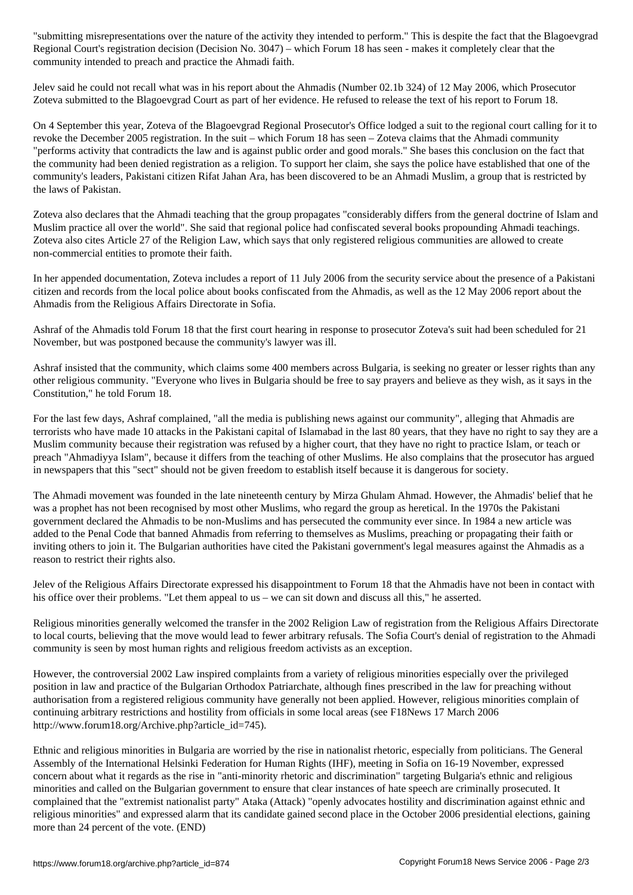"submitting misrepresentations over the nature of the activity they intended to perform." This is despite the fact that the Blagoevgrad Regional Court's registration decision (Decision No. 3047) – which Forum 18 has seen - makes it completely clear that the community intended to preach and practice the Ahmadi faith.

Jelev said he could not recall what was in his report about the Ahmadis (Number 02.1b 324) of 12 May 2006, which Prosecutor Zoteva submitted to the Blagoevgrad Court as part of her evidence. He refused to release the text of his report to Forum 18.

On 4 September this year, Zoteva of the Blagoevgrad Regional Prosecutor's Office lodged a suit to the regional court calling for it to revoke the December 2005 registration. In the suit – which Forum 18 has seen – Zoteva claims that the Ahmadi community "performs activity that contradicts the law and is against public order and good morals." She bases this conclusion on the fact that the community had been denied registration as a religion. To support her claim, she says the police have established that one of the community's leaders, Pakistani citizen Rifat Jahan Ara, has been discovered to be an Ahmadi Muslim, a group that is restricted by the laws of Pakistan.

Zoteva also declares that the Ahmadi teaching that the group propagates "considerably differs from the general doctrine of Islam and Muslim practice all over the world". She said that regional police had confiscated several books propounding Ahmadi teachings. Zoteva also cites Article 27 of the Religion Law, which says that only registered religious communities are allowed to create non-commercial entities to promote their faith.

In her appended documentation, Zoteva includes a report of 11 July 2006 from the security service about the presence of a Pakistani citizen and records from the local police about books confiscated from the Ahmadis, as well as the 12 May 2006 report about the Ahmadis from the Religious Affairs Directorate in Sofia.

Ashraf of the Ahmadis told Forum 18 that the first court hearing in response to prosecutor Zoteva's suit had been scheduled for 21 November, but was postponed because the community's lawyer was ill.

Ashraf insisted that the community, which claims some 400 members across Bulgaria, is seeking no greater or lesser rights than any other religious community. "Everyone who lives in Bulgaria should be free to say prayers and believe as they wish, as it says in the Constitution," he told Forum 18.

For the last few days, Ashraf complained, "all the media is publishing news against our community", alleging that Ahmadis are terrorists who have made 10 attacks in the Pakistani capital of Islamabad in the last 80 years, that they have no right to say they are a Muslim community because their registration was refused by a higher court, that they have no right to practice Islam, or teach or preach "Ahmadiyya Islam", because it differs from the teaching of other Muslims. He also complains that the prosecutor has argued in newspapers that this "sect" should not be given freedom to establish itself because it is dangerous for society.

The Ahmadi movement was founded in the late nineteenth century by Mirza Ghulam Ahmad. However, the Ahmadis' belief that he was a prophet has not been recognised by most other Muslims, who regard the group as heretical. In the 1970s the Pakistani government declared the Ahmadis to be non-Muslims and has persecuted the community ever since. In 1984 a new article was added to the Penal Code that banned Ahmadis from referring to themselves as Muslims, preaching or propagating their faith or inviting others to join it. The Bulgarian authorities have cited the Pakistani government's legal measures against the Ahmadis as a reason to restrict their rights also.

Jelev of the Religious Affairs Directorate expressed his disappointment to Forum 18 that the Ahmadis have not been in contact with his office over their problems. "Let them appeal to us – we can sit down and discuss all this," he asserted.

Religious minorities generally welcomed the transfer in the 2002 Religion Law of registration from the Religious Affairs Directorate to local courts, believing that the move would lead to fewer arbitrary refusals. The Sofia Court's denial of registration to the Ahmadi community is seen by most human rights and religious freedom activists as an exception.

However, the controversial 2002 Law inspired complaints from a variety of religious minorities especially over the privileged position in law and practice of the Bulgarian Orthodox Patriarchate, although fines prescribed in the law for preaching without authorisation from a registered religious community have generally not been applied. However, religious minorities complain of continuing arbitrary restrictions and hostility from officials in some local areas (see F18News 17 March 2006 http://www.forum18.org/Archive.php?article_id=745).

Ethnic and religious minorities in Bulgaria are worried by the rise in nationalist rhetoric, especially from politicians. The General Assembly of the International Helsinki Federation for Human Rights (IHF), meeting in Sofia on 16-19 November, expressed concern about what it regards as the rise in "anti-minority rhetoric and discrimination" targeting Bulgaria's ethnic and religious minorities and called on the Bulgarian government to ensure that clear instances of hate speech are criminally prosecuted. It complained that the "extremist nationalist party" Ataka (Attack) "openly advocates hostility and discrimination against ethnic and religious minorities" and expressed alarm that its candidate gained second place in the October 2006 presidential elections, gaining more than 24 percent of the vote. (END)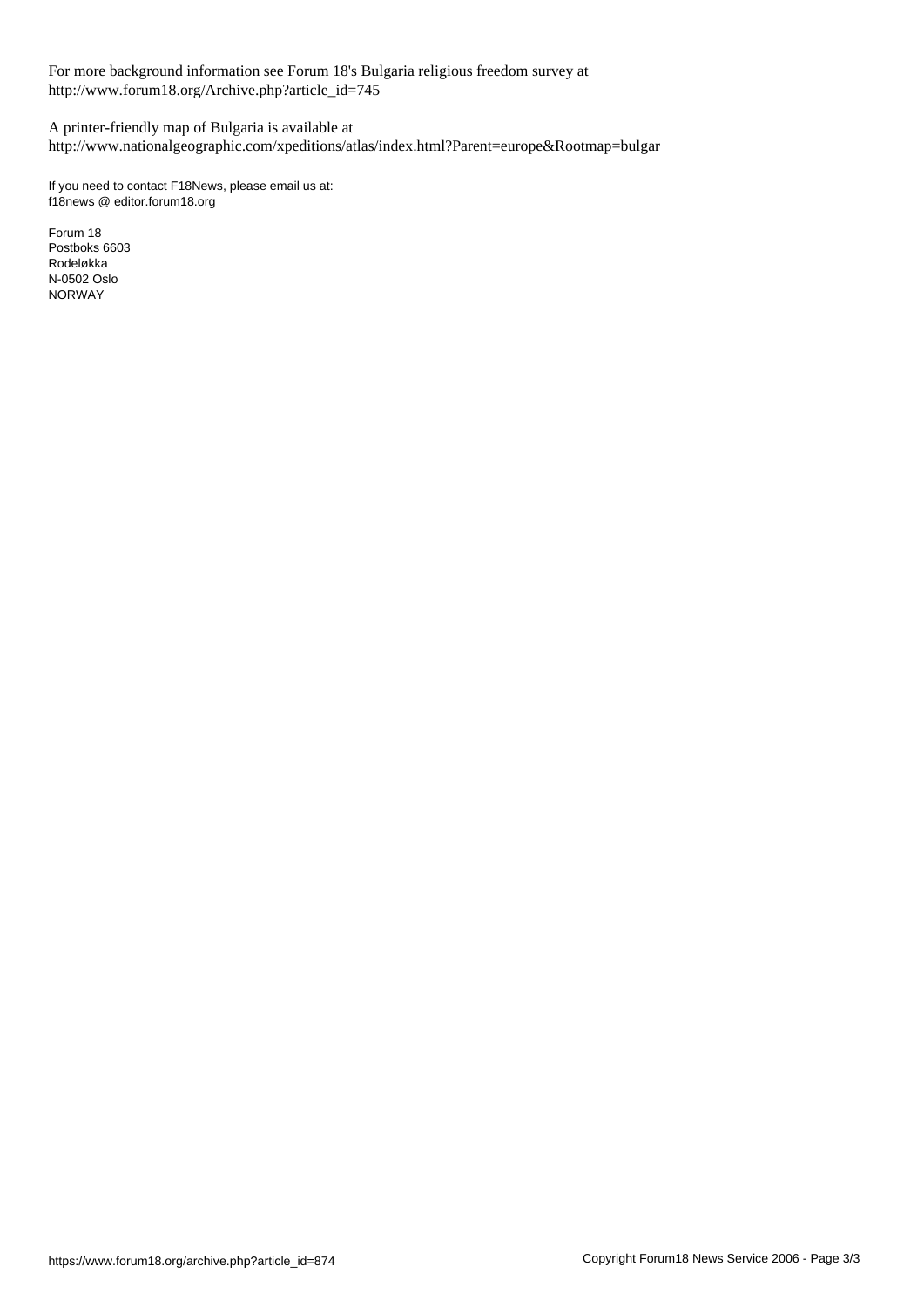For more background information see Forum 18's Bulgaria religious freedom survey at http://www.forum18.org/Archive.php?article_id=745

A printer-friendly map of Bulgaria is available at http://www.nationalgeographic.com/xpeditions/atlas/index.html?Parent=europe&Rootmap=bulgar

If you need to contact F18News, please email us at:
f18news @ editor.forum18.org

Forum 18
Postboks 6603
Rodeløkka
N-0502 Oslo
NORWAY